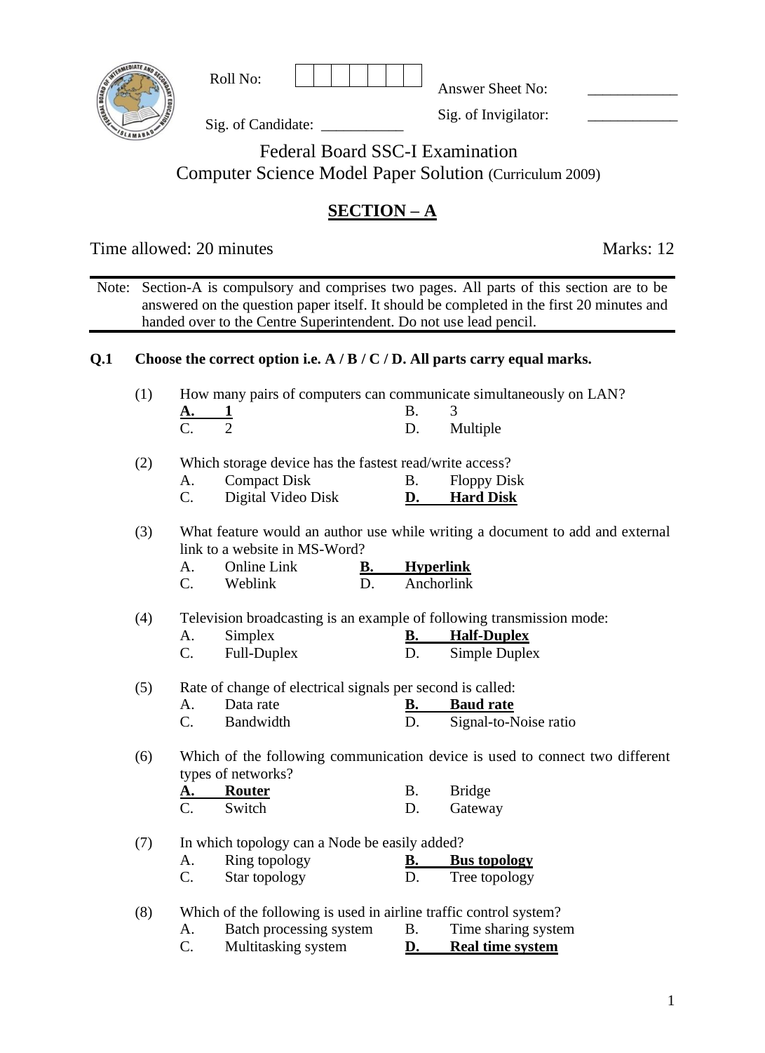Roll No: 

Sig. of Candidate: ___________

Answer Sheet No: ____________

Sig. of Invigilator: ____________

# Federal Board SSC-I Examination
# Computer Science Model Paper Solution (Curriculum 2009)

## SECTION – A

Time allowed: 20 minutes Marks: 12

Note: Section-A is compulsory and comprises two pages. All parts of this section are to be answered on the question paper itself. It should be completed in the first 20 minutes and handed over to the Centre Superintendent. Do not use lead pencil.

**Q.1 Choose the correct option i.e. A / B / C / D. All parts carry equal marks.**

(1) How many pairs of computers can communicate simultaneously on LAN?
- **A. 1**
- B. 3
- C. 2
- D. Multiple

(2) Which storage device has the fastest read/write access?
- A. Compact Disk
- B. Floppy Disk
- C. Digital Video Disk
- **D. Hard Disk**

(3) What feature would an author use while writing a document to add and external link to a website in MS-Word?
- A. Online Link
- **B. Hyperlink**
- C. Weblink
- D. Anchorlink

(4) Television broadcasting is an example of following transmission mode:
- A. Simplex
- **B. Half-Duplex**
- C. Full-Duplex
- D. Simple Duplex

(5) Rate of change of electrical signals per second is called:
- A. Data rate
- **B. Baud rate**
- C. Bandwidth
- D. Signal-to-Noise ratio

(6) Which of the following communication device is used to connect two different types of networks?
- **A. Router**
- B. Bridge
- C. Switch
- D. Gateway

(7) In which topology can a Node be easily added?
- A. Ring topology
- **B. Bus topology**
- C. Star topology
- D. Tree topology

(8) Which of the following is used in airline traffic control system?
- A. Batch processing system
- B. Time sharing system
- C. Multitasking system
- **D. Real time system**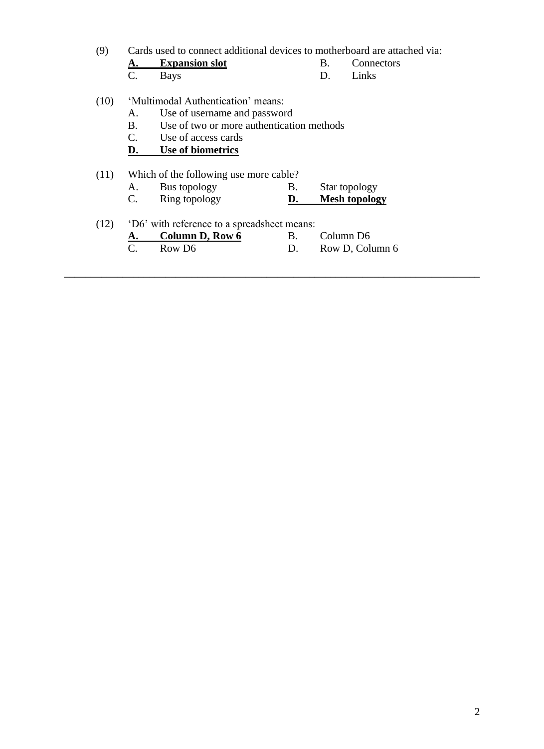(9) Cards used to connect additional devices to motherboard are attached via:

**<u>A. Expansion slot</u>**  B. Connectors
C. Bays  D. Links

(10) 'Multimodal Authentication' means:

A. Use of username and password
B. Use of two or more authentication methods
C. Use of access cards
**<u>D. Use of biometrics</u>**

(11) Which of the following use more cable?

A. Bus topology  B. Star topology
C. Ring topology  **<u>D. Mesh topology</u>**

(12) 'D6' with reference to a spreadsheet means:

**<u>A. Column D, Row 6</u>**  B. Column D6
C. Row D6  D. Row D, Column 6

---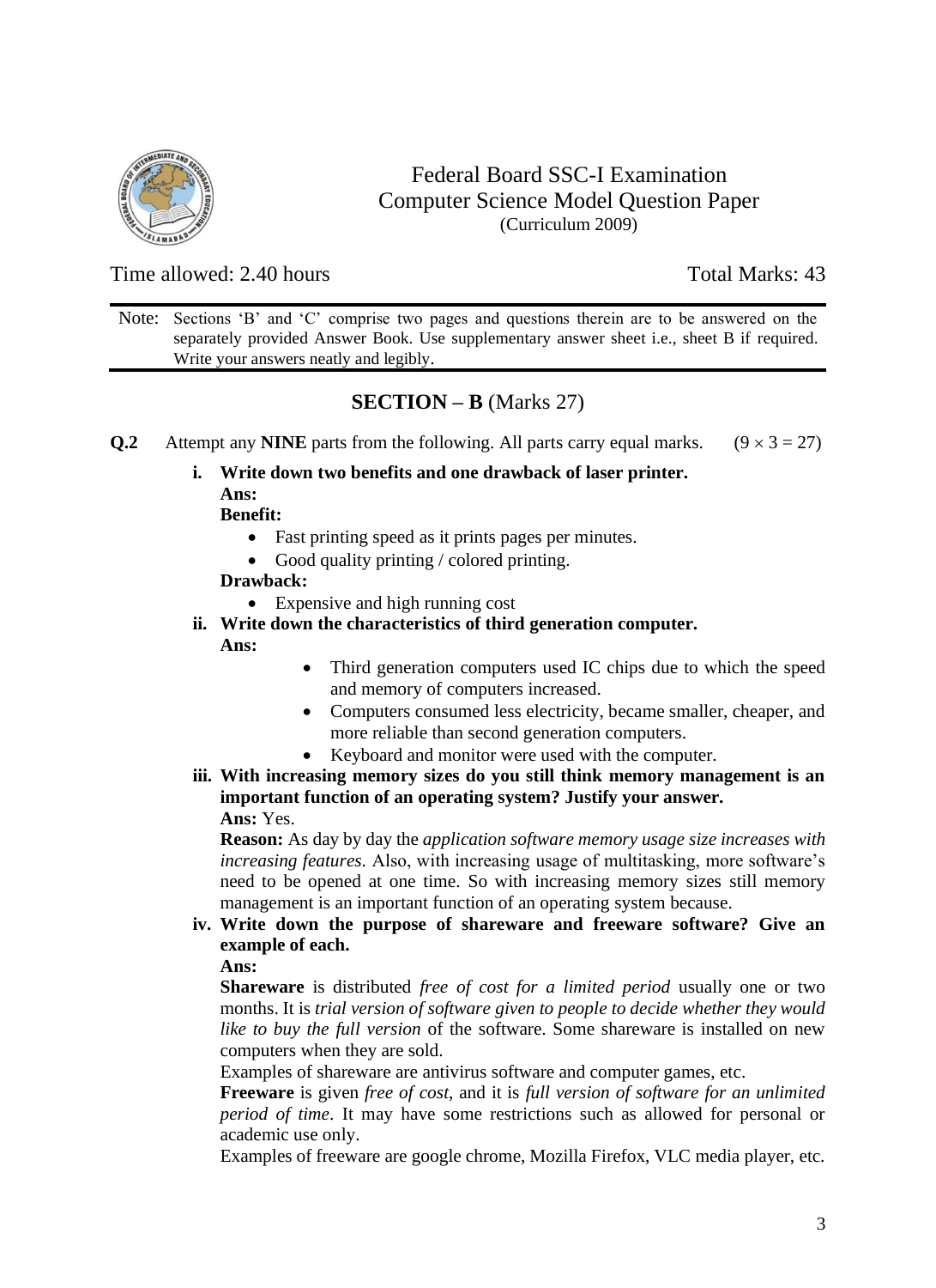Federal Board SSC-I Examination
Computer Science Model Question Paper
(Curriculum 2009)

Time allowed: 2.40 hours | Total Marks: 43

Note: Sections 'B' and 'C' comprise two pages and questions therein are to be answered on the separately provided Answer Book. Use supplementary answer sheet i.e., sheet B if required. Write your answers neatly and legibly.

## SECTION – B (Marks 27)

**Q.2** Attempt any **NINE** parts from the following. All parts carry equal marks. $(9 \times 3 = 27)$

**i. Write down two benefits and one drawback of laser printer.**

**Ans:**

**Benefit:**

- Fast printing speed as it prints pages per minutes.
- Good quality printing / colored printing.

**Drawback:**

- Expensive and high running cost

**ii. Write down the characteristics of third generation computer.**

**Ans:**

- Third generation computers used IC chips due to which the speed and memory of computers increased.
- Computers consumed less electricity, became smaller, cheaper, and more reliable than second generation computers.
- Keyboard and monitor were used with the computer.

**iii. With increasing memory sizes do you still think memory management is an important function of an operating system? Justify your answer.**

**Ans:** Yes.

**Reason:** As day by day the *application software memory usage size increases with increasing features*. Also, with increasing usage of multitasking, more software's need to be opened at one time. So with increasing memory sizes still memory management is an important function of an operating system because.

**iv. Write down the purpose of shareware and freeware software? Give an example of each.**

**Ans:**

**Shareware** is distributed *free of cost for a limited period* usually one or two months. It is *trial version of software given to people to decide whether they would like to buy the full version* of the software. Some shareware is installed on new computers when they are sold.

Examples of shareware are antivirus software and computer games, etc.

**Freeware** is given *free of cost*, and it is *full version of software for an unlimited period of time*. It may have some restrictions such as allowed for personal or academic use only.

Examples of freeware are google chrome, Mozilla Firefox, VLC media player, etc.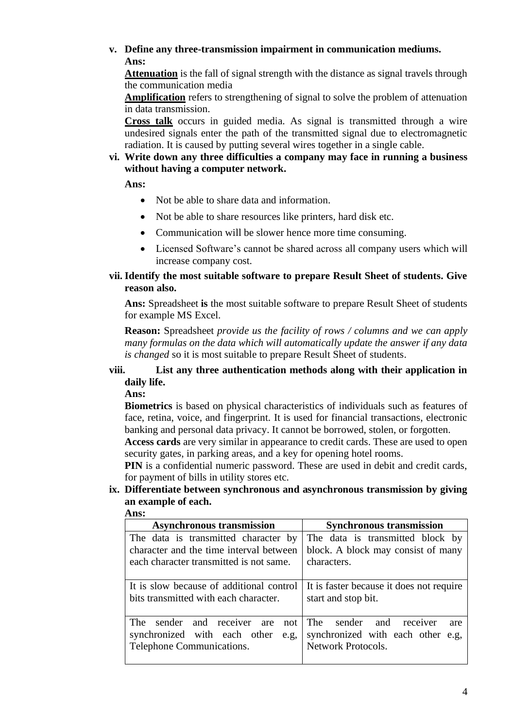**v. Define any three-transmission impairment in communication mediums.**

**Ans:**

**Attenuation** is the fall of signal strength with the distance as signal travels through the communication media

**Amplification** refers to strengthening of signal to solve the problem of attenuation in data transmission.

**Cross talk** occurs in guided media. As signal is transmitted through a wire undesired signals enter the path of the transmitted signal due to electromagnetic radiation. It is caused by putting several wires together in a single cable.

**vi. Write down any three difficulties a company may face in running a business without having a computer network.**

**Ans:**

- Not be able to share data and information.
- Not be able to share resources like printers, hard disk etc.
- Communication will be slower hence more time consuming.
- Licensed Software's cannot be shared across all company users which will increase company cost.

**vii. Identify the most suitable software to prepare Result Sheet of students. Give reason also.**

**Ans:** Spreadsheet **is** the most suitable software to prepare Result Sheet of students for example MS Excel.

**Reason:** Spreadsheet *provide us the facility of rows / columns and we can apply many formulas on the data which will automatically update the answer if any data is changed* so it is most suitable to prepare Result Sheet of students.

**viii. List any three authentication methods along with their application in daily life.**

**Ans:**

**Biometrics** is based on physical characteristics of individuals such as features of face, retina, voice, and fingerprint. It is used for financial transactions, electronic banking and personal data privacy. It cannot be borrowed, stolen, or forgotten.

**Access cards** are very similar in appearance to credit cards. These are used to open security gates, in parking areas, and a key for opening hotel rooms.

**PIN** is a confidential numeric password. These are used in debit and credit cards, for payment of bills in utility stores etc.

**ix. Differentiate between synchronous and asynchronous transmission by giving an example of each.**

**Ans:**

| Asynchronous transmission | Synchronous transmission |
| --- | --- |
| The data is transmitted character by character and the time interval between each character transmitted is not same. | The data is transmitted block by block. A block may consist of many characters. |
| It is slow because of additional control bits transmitted with each character. | It is faster because it does not require start and stop bit. |
| The sender and receiver are not synchronized with each other e.g, Telephone Communications. | The sender and receiver are synchronized with each other e.g, Network Protocols. |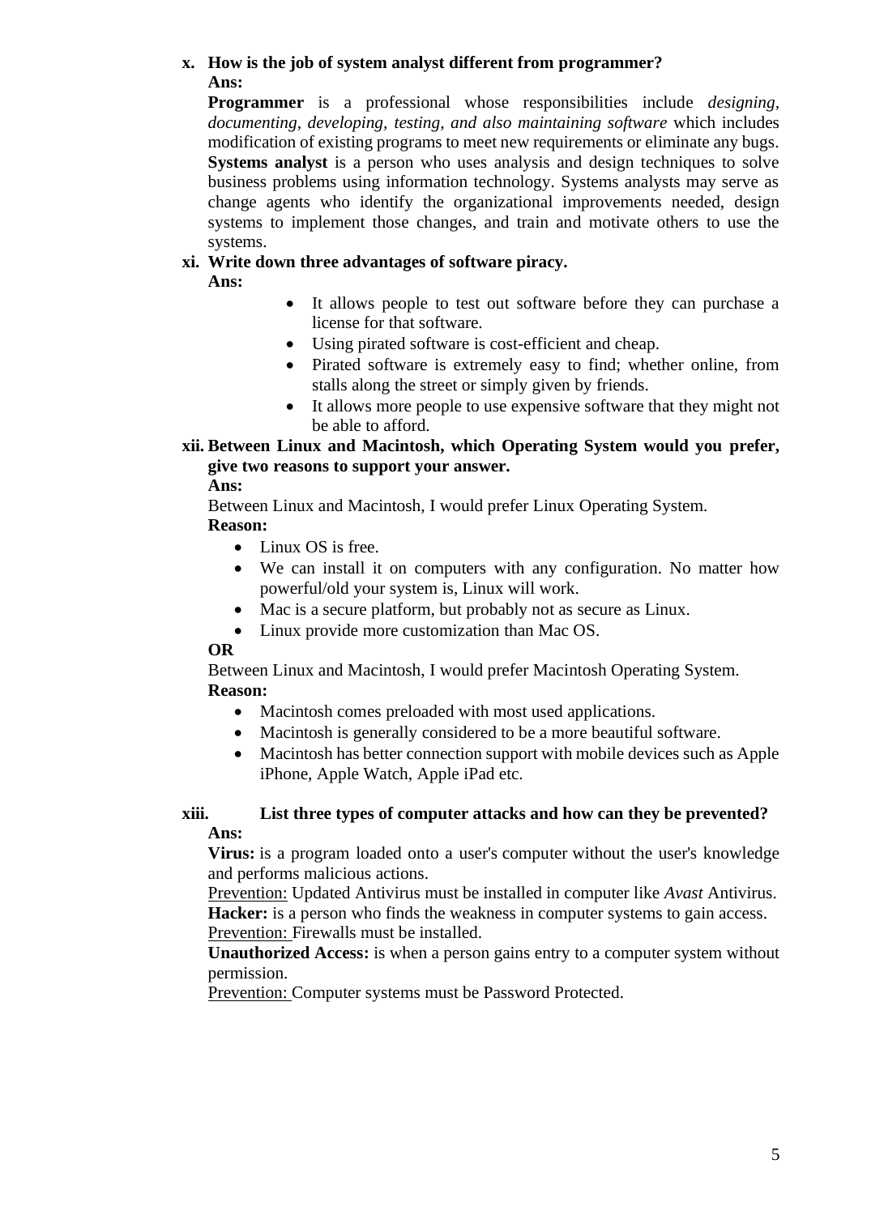**x. How is the job of system analyst different from programmer?**

**Ans:**

**Programmer** is a professional whose responsibilities include *designing, documenting, developing, testing, and also maintaining software* which includes modification of existing programs to meet new requirements or eliminate any bugs. **Systems analyst** is a person who uses analysis and design techniques to solve business problems using information technology. Systems analysts may serve as change agents who identify the organizational improvements needed, design systems to implement those changes, and train and motivate others to use the systems.

**xi. Write down three advantages of software piracy.**

**Ans:**

- It allows people to test out software before they can purchase a license for that software.
- Using pirated software is cost-efficient and cheap.
- Pirated software is extremely easy to find; whether online, from stalls along the street or simply given by friends.
- It allows more people to use expensive software that they might not be able to afford.

**xii. Between Linux and Macintosh, which Operating System would you prefer, give two reasons to support your answer.**

**Ans:**

Between Linux and Macintosh, I would prefer Linux Operating System.

**Reason:**

- Linux OS is free.
- We can install it on computers with any configuration. No matter how powerful/old your system is, Linux will work.
- Mac is a secure platform, but probably not as secure as Linux.
- Linux provide more customization than Mac OS.

**OR**

Between Linux and Macintosh, I would prefer Macintosh Operating System.

**Reason:**

- Macintosh comes preloaded with most used applications.
- Macintosh is generally considered to be a more beautiful software.
- Macintosh has better connection support with mobile devices such as Apple iPhone, Apple Watch, Apple iPad etc.

**xiii. List three types of computer attacks and how can they be prevented?**

**Ans:**

**Virus:** is a program loaded onto a user's computer without the user's knowledge and performs malicious actions.

Prevention: Updated Antivirus must be installed in computer like *Avast* Antivirus.

**Hacker:** is a person who finds the weakness in computer systems to gain access.

Prevention: Firewalls must be installed.

**Unauthorized Access:** is when a person gains entry to a computer system without permission.

Prevention: Computer systems must be Password Protected.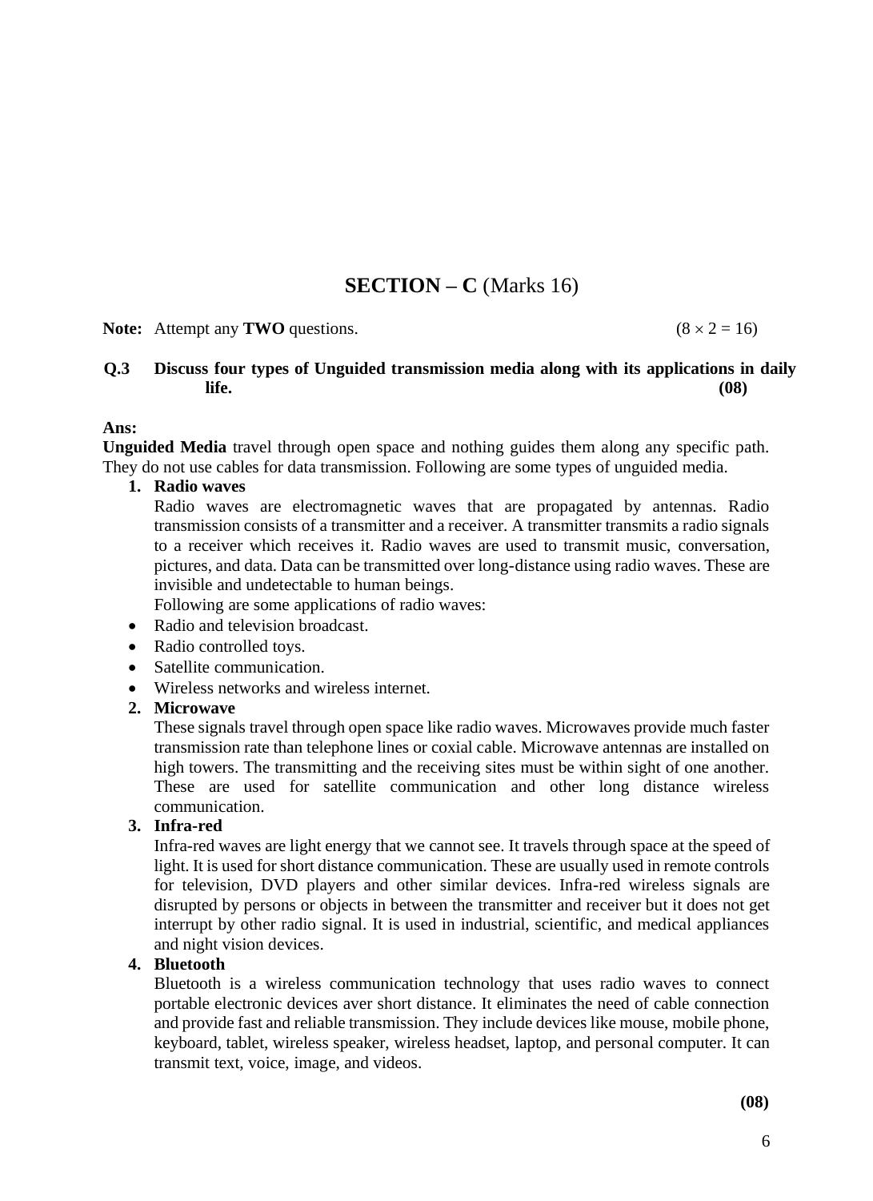## SECTION – C (Marks 16)

**Note:** Attempt any **TWO** questions. $(8 \times 2 = 16)$

**Q.3 Discuss four types of Unguided transmission media along with its applications in daily life. (08)**

**Ans:**

**Unguided Media** travel through open space and nothing guides them along any specific path. They do not use cables for data transmission. Following are some types of unguided media.

1. **Radio waves**

   Radio waves are electromagnetic waves that are propagated by antennas. Radio transmission consists of a transmitter and a receiver. A transmitter transmits a radio signals to a receiver which receives it. Radio waves are used to transmit music, conversation, pictures, and data. Data can be transmitted over long-distance using radio waves. These are invisible and undetectable to human beings.

   Following are some applications of radio waves:

- Radio and television broadcast.
- Radio controlled toys.
- Satellite communication.
- Wireless networks and wireless internet.

2. **Microwave**

   These signals travel through open space like radio waves. Microwaves provide much faster transmission rate than telephone lines or coxial cable. Microwave antennas are installed on high towers. The transmitting and the receiving sites must be within sight of one another. These are used for satellite communication and other long distance wireless communication.

3. **Infra-red**

   Infra-red waves are light energy that we cannot see. It travels through space at the speed of light. It is used for short distance communication. These are usually used in remote controls for television, DVD players and other similar devices. Infra-red wireless signals are disrupted by persons or objects in between the transmitter and receiver but it does not get interrupt by other radio signal. It is used in industrial, scientific, and medical appliances and night vision devices.

4. **Bluetooth**

   Bluetooth is a wireless communication technology that uses radio waves to connect portable electronic devices aver short distance. It eliminates the need of cable connection and provide fast and reliable transmission. They include devices like mouse, mobile phone, keyboard, tablet, wireless speaker, wireless headset, laptop, and personal computer. It can transmit text, voice, image, and videos.

**(08)**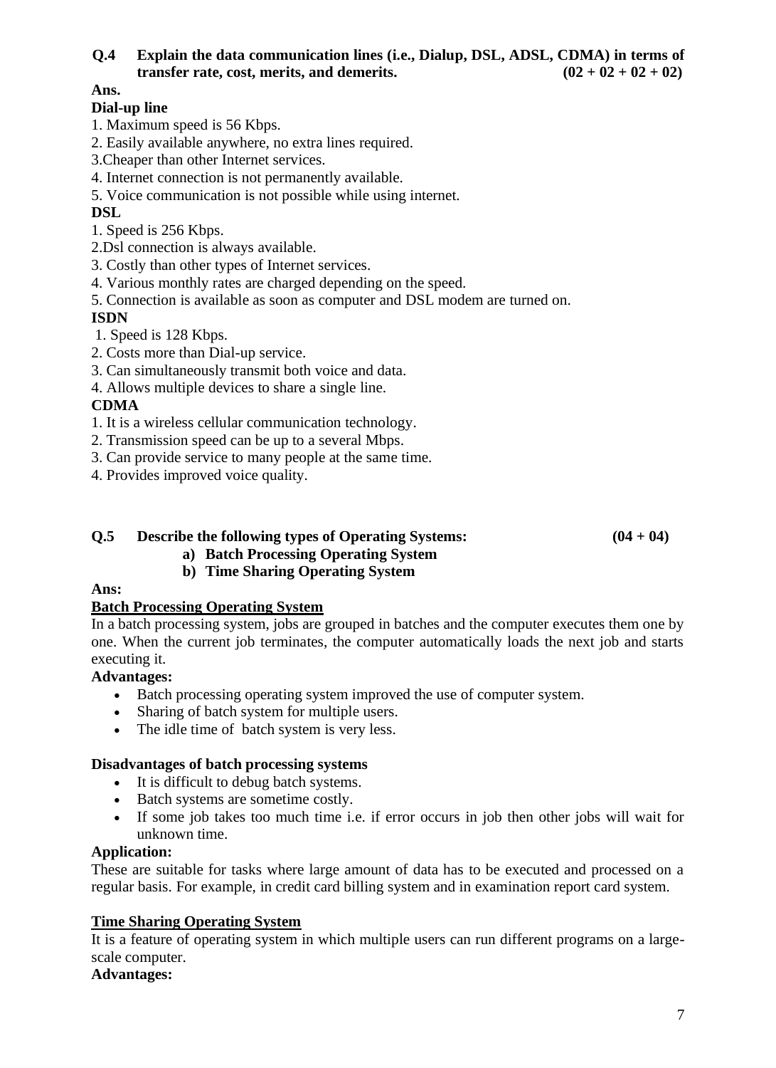**Q.4 Explain the data communication lines (i.e., Dialup, DSL, ADSL, CDMA) in terms of transfer rate, cost, merits, and demerits. (02 + 02 + 02 + 02)**

**Ans.**

**Dial-up line**

1. Maximum speed is 56 Kbps.
2. Easily available anywhere, no extra lines required.
3. Cheaper than other Internet services.
4. Internet connection is not permanently available.
5. Voice communication is not possible while using internet.

**DSL**

1. Speed is 256 Kbps.
2. Dsl connection is always available.
3. Costly than other types of Internet services.
4. Various monthly rates are charged depending on the speed.
5. Connection is available as soon as computer and DSL modem are turned on.

**ISDN**

1. Speed is 128 Kbps.
2. Costs more than Dial-up service.
3. Can simultaneously transmit both voice and data.
4. Allows multiple devices to share a single line.

**CDMA**

1. It is a wireless cellular communication technology.
2. Transmission speed can be up to a several Mbps.
3. Can provide service to many people at the same time.
4. Provides improved voice quality.

**Q.5 Describe the following types of Operating Systems: (04 + 04)**

**a) Batch Processing Operating System**

**b) Time Sharing Operating System**

**Ans:**

**Batch Processing Operating System**

In a batch processing system, jobs are grouped in batches and the computer executes them one by one. When the current job terminates, the computer automatically loads the next job and starts executing it.

**Advantages:**

- Batch processing operating system improved the use of computer system.
- Sharing of batch system for multiple users.
- The idle time of batch system is very less.

**Disadvantages of batch processing systems**

- It is difficult to debug batch systems.
- Batch systems are sometime costly.
- If some job takes too much time i.e. if error occurs in job then other jobs will wait for unknown time.

**Application:**

These are suitable for tasks where large amount of data has to be executed and processed on a regular basis. For example, in credit card billing system and in examination report card system.

**Time Sharing Operating System**

It is a feature of operating system in which multiple users can run different programs on a large-scale computer.

**Advantages:**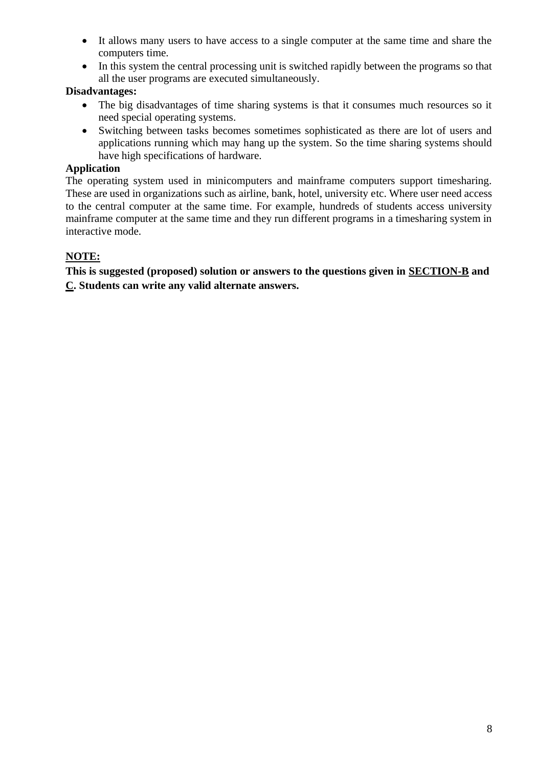- It allows many users to have access to a single computer at the same time and share the computers time.
- In this system the central processing unit is switched rapidly between the programs so that all the user programs are executed simultaneously.

**Disadvantages:**

- The big disadvantages of time sharing systems is that it consumes much resources so it need special operating systems.
- Switching between tasks becomes sometimes sophisticated as there are lot of users and applications running which may hang up the system. So the time sharing systems should have high specifications of hardware.

**Application**

The operating system used in minicomputers and mainframe computers support timesharing. These are used in organizations such as airline, bank, hotel, university etc. Where user need access to the central computer at the same time. For example, hundreds of students access university mainframe computer at the same time and they run different programs in a timesharing system in interactive mode.

**NOTE:**

**This is suggested (proposed) solution or answers to the questions given in SECTION-B and C. Students can write any valid alternate answers.**